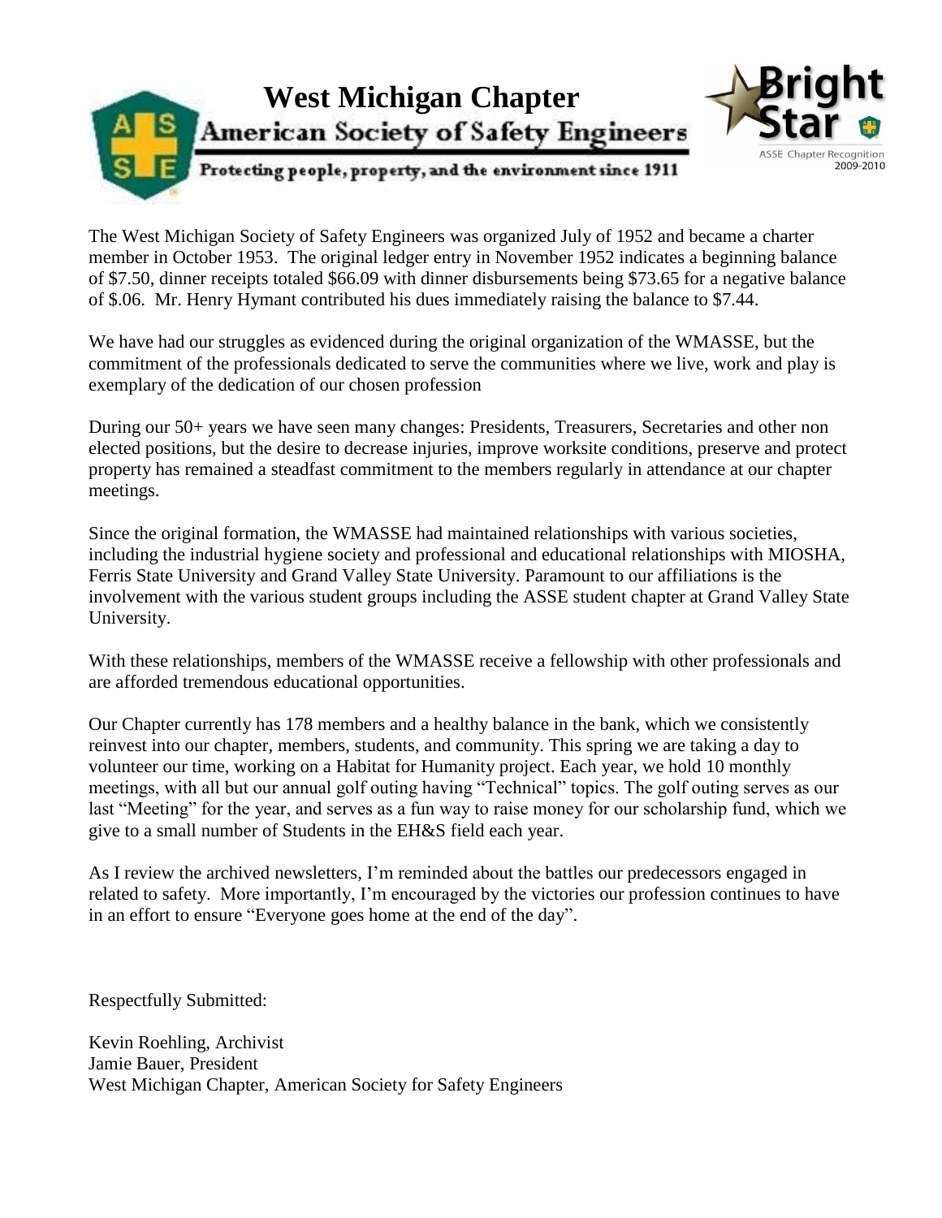# West Michigan Chapter

## American Society of Safety Engineers

Protecting people, property, and the environment since 1911

Bright Star
ASSE Chapter Recognition
2009-2010

The West Michigan Society of Safety Engineers was organized July of 1952 and became a charter member in October 1953. The original ledger entry in November 1952 indicates a beginning balance of $7.50, dinner receipts totaled $66.09 with dinner disbursements being $73.65 for a negative balance of $.06. Mr. Henry Hymant contributed his dues immediately raising the balance to $7.44.

We have had our struggles as evidenced during the original organization of the WMASSE, but the commitment of the professionals dedicated to serve the communities where we live, work and play is exemplary of the dedication of our chosen profession

During our 50+ years we have seen many changes: Presidents, Treasurers, Secretaries and other non elected positions, but the desire to decrease injuries, improve worksite conditions, preserve and protect property has remained a steadfast commitment to the members regularly in attendance at our chapter meetings.

Since the original formation, the WMASSE had maintained relationships with various societies, including the industrial hygiene society and professional and educational relationships with MIOSHA, Ferris State University and Grand Valley State University. Paramount to our affiliations is the involvement with the various student groups including the ASSE student chapter at Grand Valley State University.

With these relationships, members of the WMASSE receive a fellowship with other professionals and are afforded tremendous educational opportunities.

Our Chapter currently has 178 members and a healthy balance in the bank, which we consistently reinvest into our chapter, members, students, and community. This spring we are taking a day to volunteer our time, working on a Habitat for Humanity project. Each year, we hold 10 monthly meetings, with all but our annual golf outing having "Technical" topics. The golf outing serves as our last "Meeting" for the year, and serves as a fun way to raise money for our scholarship fund, which we give to a small number of Students in the EH&S field each year.

As I review the archived newsletters, I'm reminded about the battles our predecessors engaged in related to safety. More importantly, I'm encouraged by the victories our profession continues to have in an effort to ensure "Everyone goes home at the end of the day".

Respectfully Submitted:

Kevin Roehling, Archivist
Jamie Bauer, President
West Michigan Chapter, American Society for Safety Engineers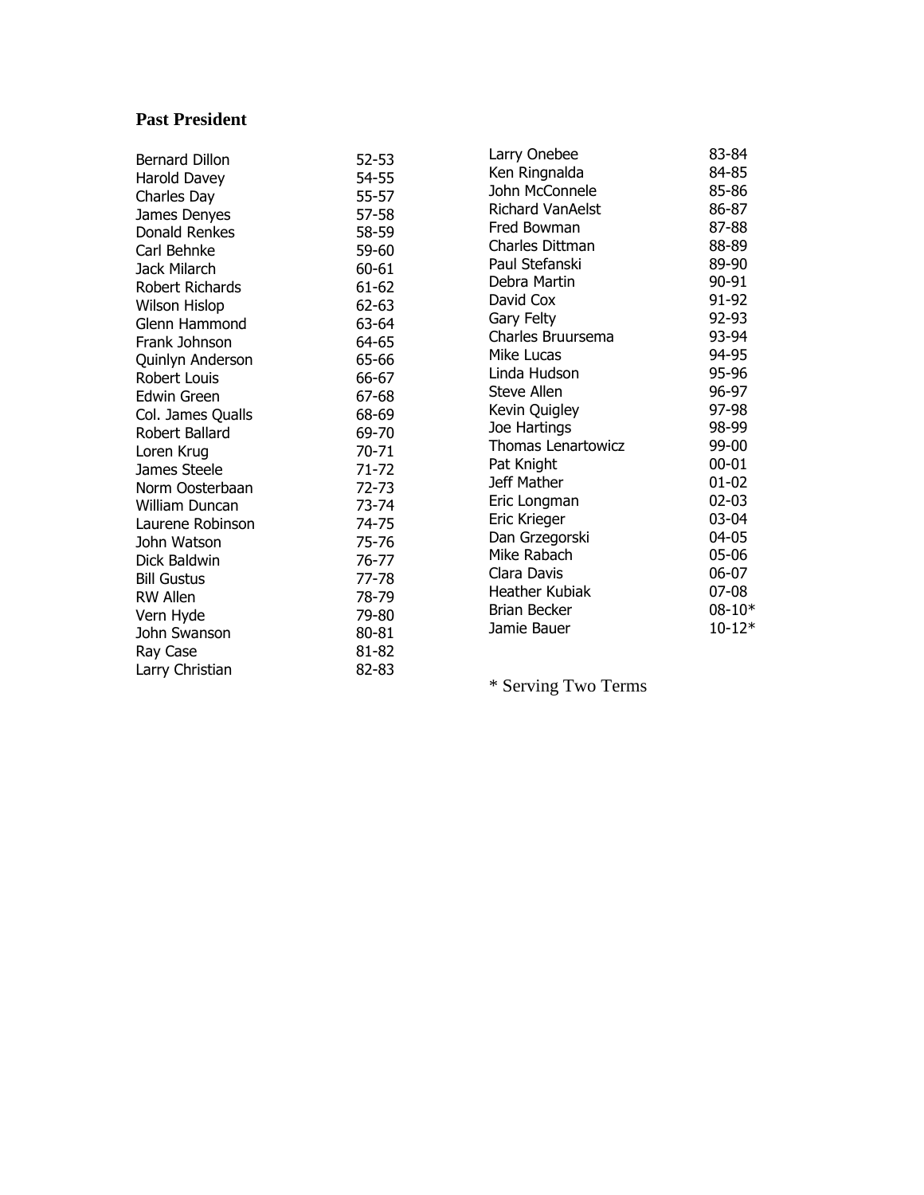**Past President**

| | |
|---|---|
| Bernard Dillon | 52-53 |
| Harold Davey | 54-55 |
| Charles Day | 55-57 |
| James Denyes | 57-58 |
| Donald Renkes | 58-59 |
| Carl Behnke | 59-60 |
| Jack Milarch | 60-61 |
| Robert Richards | 61-62 |
| Wilson Hislop | 62-63 |
| Glenn Hammond | 63-64 |
| Frank Johnson | 64-65 |
| Quinlyn Anderson | 65-66 |
| Robert Louis | 66-67 |
| Edwin Green | 67-68 |
| Col. James Qualls | 68-69 |
| Robert Ballard | 69-70 |
| Loren Krug | 70-71 |
| James Steele | 71-72 |
| Norm Oosterbaan | 72-73 |
| William Duncan | 73-74 |
| Laurene Robinson | 74-75 |
| John Watson | 75-76 |
| Dick Baldwin | 76-77 |
| Bill Gustus | 77-78 |
| RW Allen | 78-79 |
| Vern Hyde | 79-80 |
| John Swanson | 80-81 |
| Ray Case | 81-82 |
| Larry Christian | 82-83 |
| Larry Onebee | 83-84 |
| Ken Ringnalda | 84-85 |
| John McConnele | 85-86 |
| Richard VanAelst | 86-87 |
| Fred Bowman | 87-88 |
| Charles Dittman | 88-89 |
| Paul Stefanski | 89-90 |
| Debra Martin | 90-91 |
| David Cox | 91-92 |
| Gary Felty | 92-93 |
| Charles Bruursema | 93-94 |
| Mike Lucas | 94-95 |
| Linda Hudson | 95-96 |
| Steve Allen | 96-97 |
| Kevin Quigley | 97-98 |
| Joe Hartings | 98-99 |
| Thomas Lenartowicz | 99-00 |
| Pat Knight | 00-01 |
| Jeff Mather | 01-02 |
| Eric Longman | 02-03 |
| Eric Krieger | 03-04 |
| Dan Grzegorski | 04-05 |
| Mike Rabach | 05-06 |
| Clara Davis | 06-07 |
| Heather Kubiak | 07-08 |
| Brian Becker | 08-10* |
| Jamie Bauer | 10-12* |

* Serving Two Terms